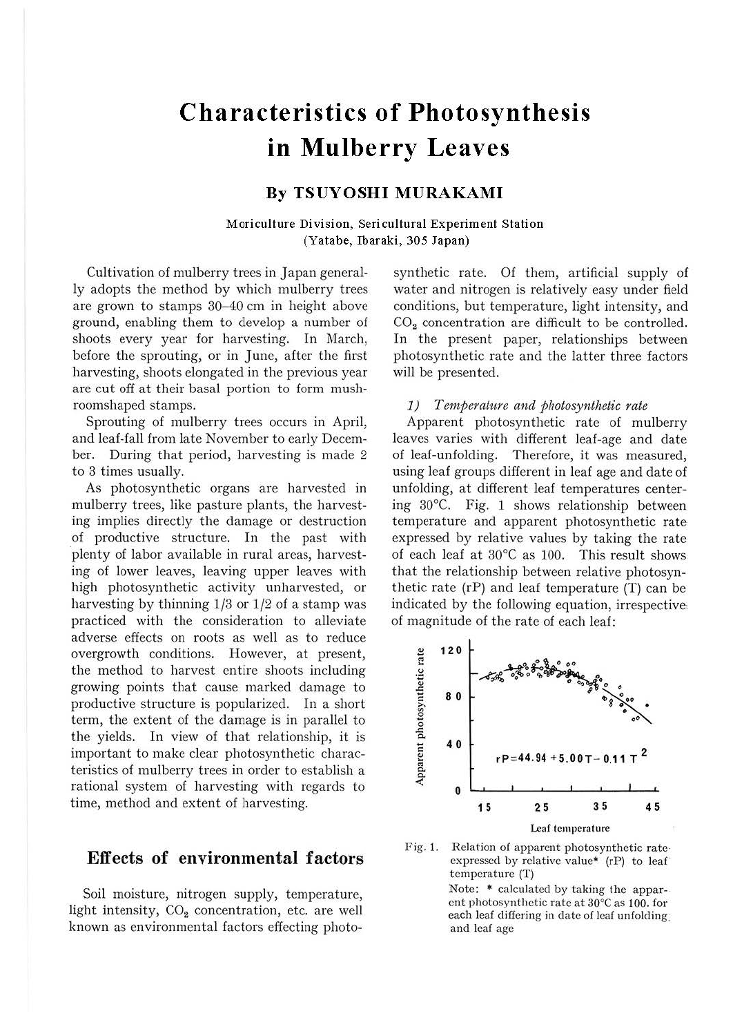# Characteristics of Photosynthesis in Mulberry Leaves

## By TSUYOSHI MURAKAMI

Moriculture Division, Sericultural Experiment Station
(Yatabe, Ibaraki, 305 Japan)

Cultivation of mulberry trees in Japan generally adopts the method by which mulberry trees are grown to stamps 30–40 cm in height above ground, enabling them to develop a number of shoots every year for harvesting. In March, before the sprouting, or in June, after the first harvesting, shoots elongated in the previous year are cut off at their basal portion to form mushroomshaped stamps.

Sprouting of mulberry trees occurs in April, and leaf-fall from late November to early December. During that period, harvesting is made 2 to 3 times usually.

As photosynthetic organs are harvested in mulberry trees, like pasture plants, the harvesting implies directly the damage or destruction of productive structure. In the past with plenty of labor available in rural areas, harvesting of lower leaves, leaving upper leaves with high photosynthetic activity unharvested, or harvesting by thinning 1/3 or 1/2 of a stamp was practiced with the consideration to alleviate adverse effects on roots as well as to reduce overgrowth conditions. However, at present, the method to harvest entire shoots including growing points that cause marked damage to productive structure is popularized. In a short term, the extent of the damage is in parallel to the yields. In view of that relationship, it is important to make clear photosynthetic characteristics of mulberry trees in order to establish a rational system of harvesting with regards to time, method and extent of harvesting.

## Effects of environmental factors

Soil moisture, nitrogen supply, temperature, light intensity, $CO_2$ concentration, etc. are well known as environmental factors effecting photosynthetic rate. Of them, artificial supply of water and nitrogen is relatively easy under field conditions, but temperature, light intensity, and $CO_2$ concentration are difficult to be controlled. In the present paper, relationships between photosynthetic rate and the latter three factors will be presented.

### *1) Temperature and photosynthetic rate*

Apparent photosynthetic rate of mulberry leaves varies with different leaf-age and date of leaf-unfolding. Therefore, it was measured, using leaf groups different in leaf age and date of unfolding, at different leaf temperatures centering 30°C. Fig. 1 shows relationship between temperature and apparent photosynthetic rate expressed by relative values by taking the rate of each leaf at 30°C as 100. This result shows that the relationship between relative photosynthetic rate (rP) and leaf temperature (T) can be indicated by the following equation, irrespective of magnitude of the rate of each leaf:

$$rP = 44.94 + 5.00T - 0.11T^2$$

Fig. 1. Relation of apparent photosynthetic rate expressed by relative value* (rP) to leaf temperature (T)

Note: * calculated by taking the apparent photosynthetic rate at 30°C as 100. for each leaf differing in date of leaf unfolding and leaf age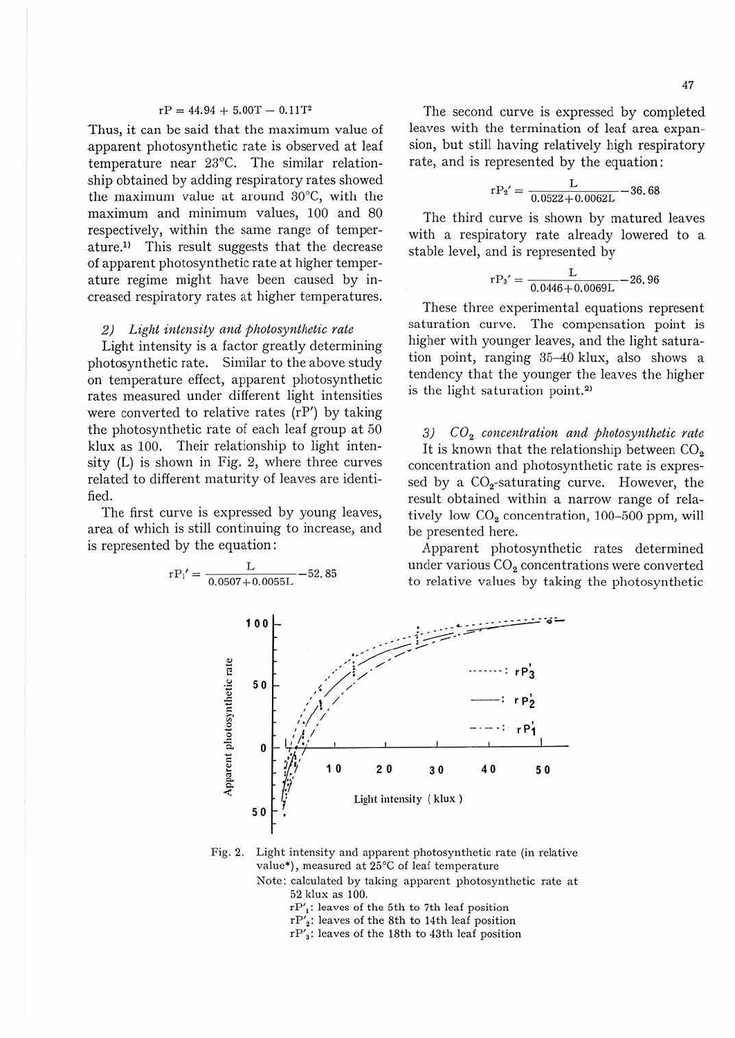$$rP = 44.94 + 5.00T - 0.11T^2$$

Thus, it can be said that the maximum value of apparent photosynthetic rate is observed at leaf temperature near 23°C. The similar relationship obtained by adding respiratory rates showed the maximum value at around 30°C, with the maximum and minimum values, 100 and 80 respectively, within the same range of temperature.[1] This result suggests that the decrease of apparent photosynthetic rate at higher temperature regime might have been caused by increased respiratory rates at higher temperatures.

*2) Light intensity and photosynthetic rate*

Light intensity is a factor greatly determining photosynthetic rate. Similar to the above study on temperature effect, apparent photosynthetic rates measured under different light intensities were converted to relative rates ($rP'$) by taking the photosynthetic rate of each leaf group at 50 klux as 100. Their relationship to light intensity (L) is shown in Fig. 2, where three curves related to different maturity of leaves are identified.

The first curve is expressed by young leaves, area of which is still continuing to increase, and is represented by the equation:

$$rP_1' = \frac{L}{0.0507 + 0.0055L} - 52.85$$

The second curve is expressed by completed leaves with the termination of leaf area expansion, but still having relatively high respiratory rate, and is represented by the equation:

$$rP_2' = \frac{L}{0.0522 + 0.0062L} - 36.68$$

The third curve is shown by matured leaves with a respiratory rate already lowered to a stable level, and is represented by

$$rP_3' = \frac{L}{0.0446 + 0.0069L} - 26.96$$

These three experimental equations represent saturation curve. The compensation point is higher with younger leaves, and the light saturation point, ranging 35–40 klux, also shows a tendency that the younger the leaves the higher is the light saturation point.[2]

*3) $CO_2$ concentration and photosynthetic rate*

It is known that the relationship between $CO_2$ concentration and photosynthetic rate is expressed by a $CO_2$-saturating curve. However, the result obtained within a narrow range of relatively low $CO_2$ concentration, 100–500 ppm, will be presented here.

Apparent photosynthetic rates determined under various $CO_2$ concentrations were converted to relative values by taking the photosynthetic

Fig. 2. Light intensity and apparent photosynthetic rate (in relative value*), measured at 25°C of leaf temperature

Note: calculated by taking apparent photosynthetic rate at 52 klux as 100.

$rP'_1$: leaves of the 5th to 7th leaf position

$rP'_2$: leaves of the 8th to 14th leaf position

$rP'_3$: leaves of the 18th to 43th leaf position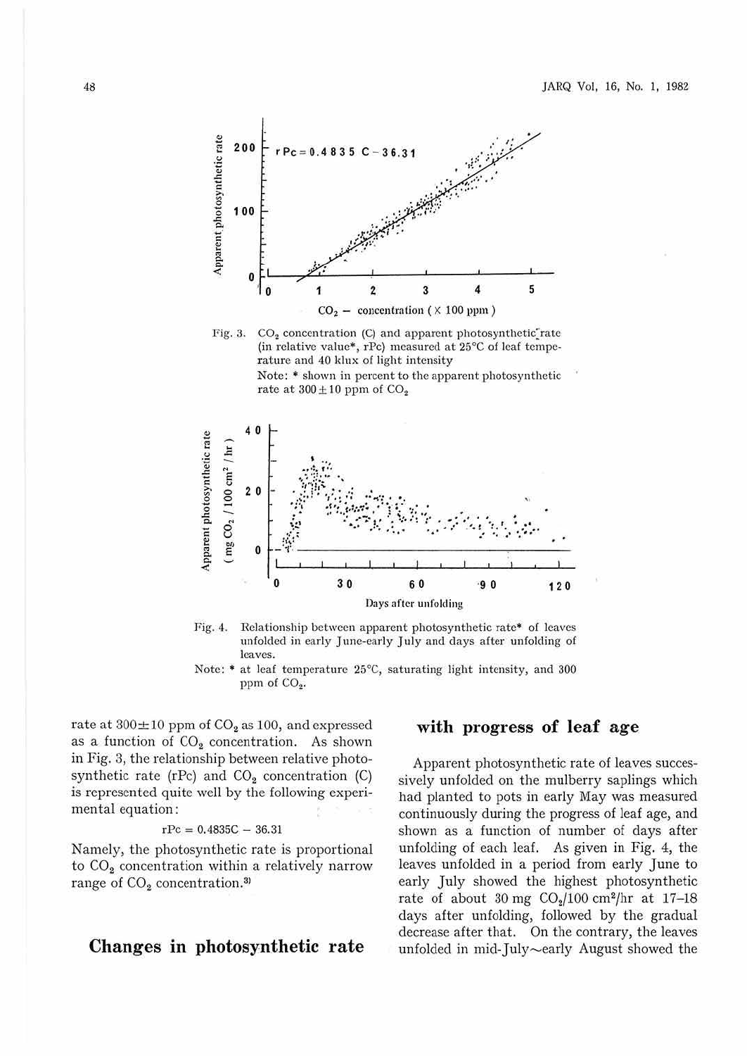Fig. 3. $CO_2$ concentration (C) and apparent photosynthetic rate (in relative value*, rPc) measured at 25°C of leaf temperature and 40 klux of light intensity

Note: * shown in percent to the apparent photosynthetic rate at 300±10 ppm of $CO_2$

Fig. 4. Relationship between apparent photosynthetic rate* of leaves unfolded in early June-early July and days after unfolding of leaves.

Note: * at leaf temperature 25°C, saturating light intensity, and 300 ppm of $CO_2$.

rate at 300±10 ppm of $CO_2$ as 100, and expressed as a function of $CO_2$ concentration. As shown in Fig. 3, the relationship between relative photosynthetic rate (rPc) and $CO_2$ concentration (C) is represented quite well by the following experimental equation:

$$rPc = 0.4835C - 36.31$$

Namely, the photosynthetic rate is proportional to $CO_2$ concentration within a relatively narrow range of $CO_2$ concentration.[3]

## Changes in photosynthetic rate with progress of leaf age

Apparent photosynthetic rate of leaves successively unfolded on the mulberry saplings which had planted to pots in early May was measured continuously during the progress of leaf age, and shown as a function of number of days after unfolding of each leaf. As given in Fig. 4, the leaves unfolded in a period from early June to early July showed the highest photosynthetic rate of about 30 mg $CO_2$/100 $cm^2$/hr at 17–18 days after unfolding, followed by the gradual decrease after that. On the contrary, the leaves unfolded in mid-July~early August showed the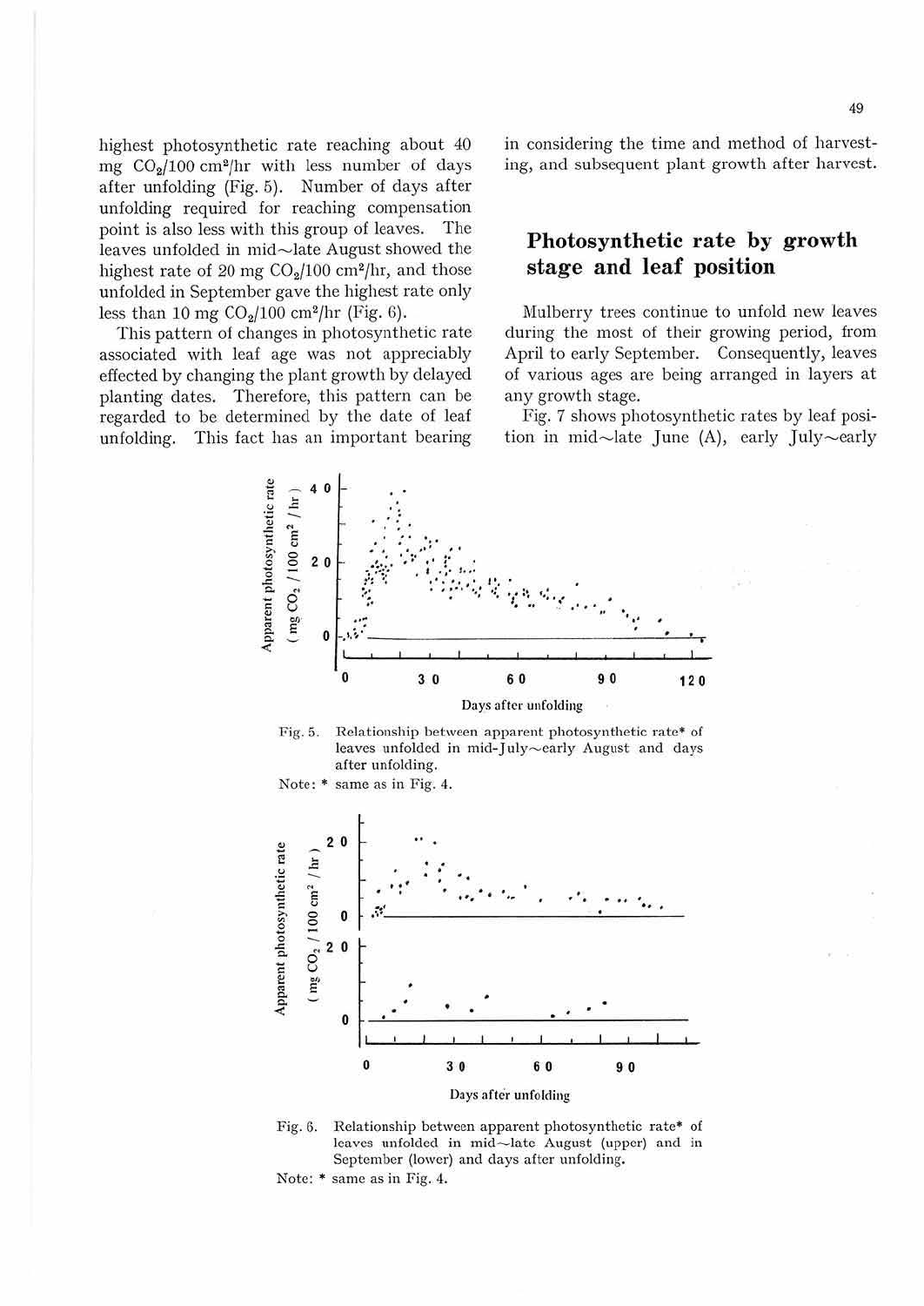highest photosynthetic rate reaching about 40 mg $CO_2$/100 $cm^2$/hr with less number of days after unfolding (Fig. 5). Number of days after unfolding required for reaching compensation point is also less with this group of leaves. The leaves unfolded in mid～late August showed the highest rate of 20 mg $CO_2$/100 $cm^2$/hr, and those unfolded in September gave the highest rate only less than 10 mg $CO_2$/100 $cm^2$/hr (Fig. 6).

This pattern of changes in photosynthetic rate associated with leaf age was not appreciably effected by changing the plant growth by delayed planting dates. Therefore, this pattern can be regarded to be determined by the date of leaf unfolding. This fact has an important bearing in considering the time and method of harvesting, and subsequent plant growth after harvest.

## Photosynthetic rate by growth stage and leaf position

Mulberry trees continue to unfold new leaves during the most of their growing period, from April to early September. Consequently, leaves of various ages are being arranged in layers at any growth stage.

Fig. 7 shows photosynthetic rates by leaf position in mid～late June (A), early July～early

Fig. 5. Relationship between apparent photosynthetic rate* of leaves unfolded in mid-July～early August and days after unfolding.

Note: * same as in Fig. 4.

Fig. 6. Relationship between apparent photosynthetic rate* of leaves unfolded in mid～late August (upper) and in September (lower) and days after unfolding.

Note: * same as in Fig. 4.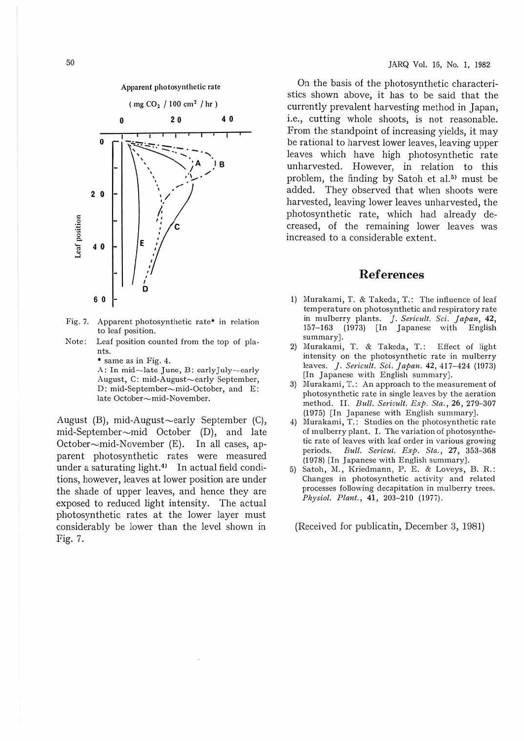Apparent photosynthetic rate

( mg $CO_2$ / 100 cm$^2$ / hr )

0 20 40

Leaf position

0

20

40

60

A B C D E

Fig. 7. Apparent photosynthetic rate* in relation to leaf position.

Note: Leaf position counted from the top of plants.
\* same as in Fig. 4.
A: In mid～late June, B: earlyJuly～early August, C: mid-August～early September, D: mid-September～mid-October, and E: late October～mid-November.

August (B), mid-August～early September (C), mid-September～mid October (D), and late October～mid-November (E). In all cases, apparent photosynthetic rates were measured under a saturating light.[4] In actual field conditions, however, leaves at lower position are under the shade of upper leaves, and hence they are exposed to reduced light intensity. The actual photosynthetic rates at the lower layer must considerably be lower than the level shown in Fig. 7.

On the basis of the photosynthetic characteristics shown above, it has to be said that the currently prevalent harvesting method in Japan, i.e., cutting whole shoots, is not reasonable. From the standpoint of increasing yields, it may be rational to harvest lower leaves, leaving upper leaves which have high photosynthetic rate unharvested. However, in relation to this problem, the finding by Satoh et al.[5] must be added. They observed that when shoots were harvested, leaving lower leaves unharvested, the photosynthetic rate, which had already decreased, of the remaining lower leaves was increased to a considerable extent.

## References

1) Murakami, T. & Takeda, T.: The influence of leaf temperature on photosynthetic and respiratory rate in mulberry plants. *J. Sericult. Sci. Japan*, **42**, 157–163 (1973) [In Japanese with English summary].
2) Murakami, T. & Takeda, T.: Effect of light intensity on the photosynthetic rate in mulberry leaves. *J. Sericult. Sci. Japan*. **42**, 417–424 (1973) [In Japanese with English summary].
3) Murakami, T.: An approach to the measurement of photosynthetic rate in single leaves by the aeration method. II. *Bull. Sericult. Exp. Sta.*, **26**, 279–307 (1975) [In Japanese with English summary].
4) Murakami, T.: Studies on the photosynthetic rate of mulberry plant. I. The variation of photosynthetic rate of leaves with leaf order in various growing periods. *Bull. Sericul. Exp. Sta.*, **27**, 353–368 (1978) [In Japanese with English summary].
5) Satoh, M., Kriedmann, P. E. & Loveys, B. R.: Changes in photosynthetic activity and related processes following decapitation in mulberry trees. *Physiol. Plant.*, **41**, 203–210 (1977).

(Received for publicatin, December 3, 1981)